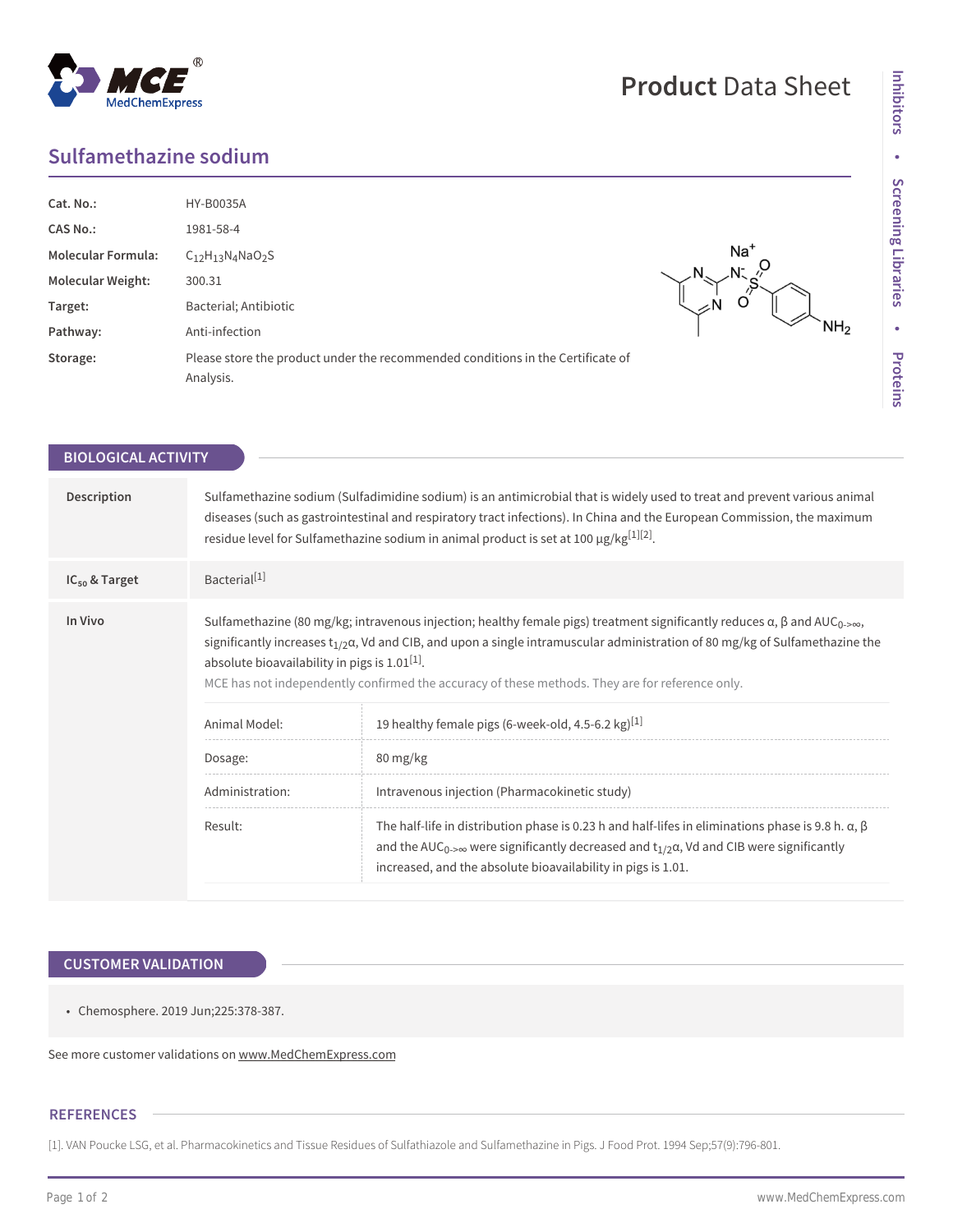# Sulfamethazine sodium

| | |
|---|---|
| **Cat. No.:** | HY-B0035A |
| **CAS No.:** | 1981-58-4 |
| **Molecular Formula:** | $C_{12}H_{13}N_4NaO_2S$ |
| **Molecular Weight:** | 300.31 |
| **Target:** | Bacterial; Antibiotic |
| **Pathway:** | Anti-infection |
| **Storage:** | Please store the product under the recommended conditions in the Certificate of Analysis. |

## BIOLOGICAL ACTIVITY

**Description**

Sulfamethazine sodium (Sulfadimidine sodium) is an antimicrobial that is widely used to treat and prevent various animal diseases (such as gastrointestinal and respiratory tract infections). In China and the European Commission, the maximum residue level for Sulfamethazine sodium in animal product is set at 100 µg/kg[1][2].

**$IC_{50}$ & Target**

Bacterial[1]

**In Vivo**

Sulfamethazine (80 mg/kg; intravenous injection; healthy female pigs) treatment significantly reduces α, β and $AUC_{0\text{->}\infty}$, significantly increases $t_{1/2}α$, Vd and ClB, and upon a single intramuscular administration of 80 mg/kg of Sulfamethazine the absolute bioavailability in pigs is 1.01[1].

MCE has not independently confirmed the accuracy of these methods. They are for reference only.

| | |
|---|---|
| Animal Model: | 19 healthy female pigs (6-week-old, 4.5-6.2 kg)[1] |
| Dosage: | 80 mg/kg |
| Administration: | Intravenous injection (Pharmacokinetic study) |
| Result: | The half-life in distribution phase is 0.23 h and half-lifes in eliminations phase is 9.8 h. α, β and the $AUC_{0\text{->}\infty}$ were significantly decreased and $t_{1/2}α$, Vd and ClB were significantly increased, and the absolute bioavailability in pigs is 1.01. |

## CUSTOMER VALIDATION

- Chemosphere. 2019 Jun;225:378-387.

See more customer validations on www.MedChemExpress.com

## REFERENCES

[1]. VAN Poucke LSG, et al. Pharmacokinetics and Tissue Residues of Sulfathiazole and Sulfamethazine in Pigs. J Food Prot. 1994 Sep;57(9):796-801.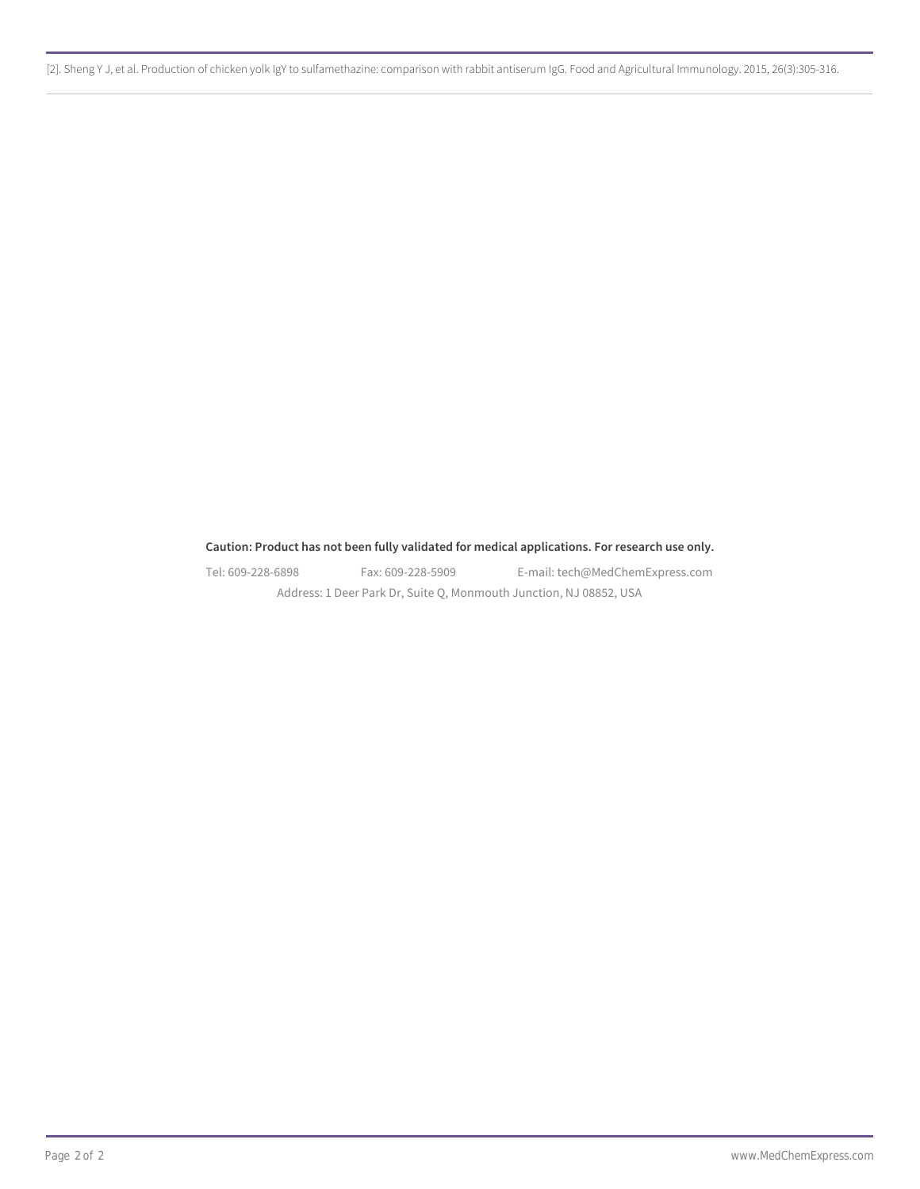[2]. Sheng Y J, et al. Production of chicken yolk IgY to sulfamethazine: comparison with rabbit antiserum IgG. Food and Agricultural Immunology. 2015, 26(3):305-316.

**Caution: Product has not been fully validated for medical applications. For research use only.**

Tel: 609-228-6898 Fax: 609-228-5909 E-mail: tech@MedChemExpress.com

Address: 1 Deer Park Dr, Suite Q, Monmouth Junction, NJ 08852, USA